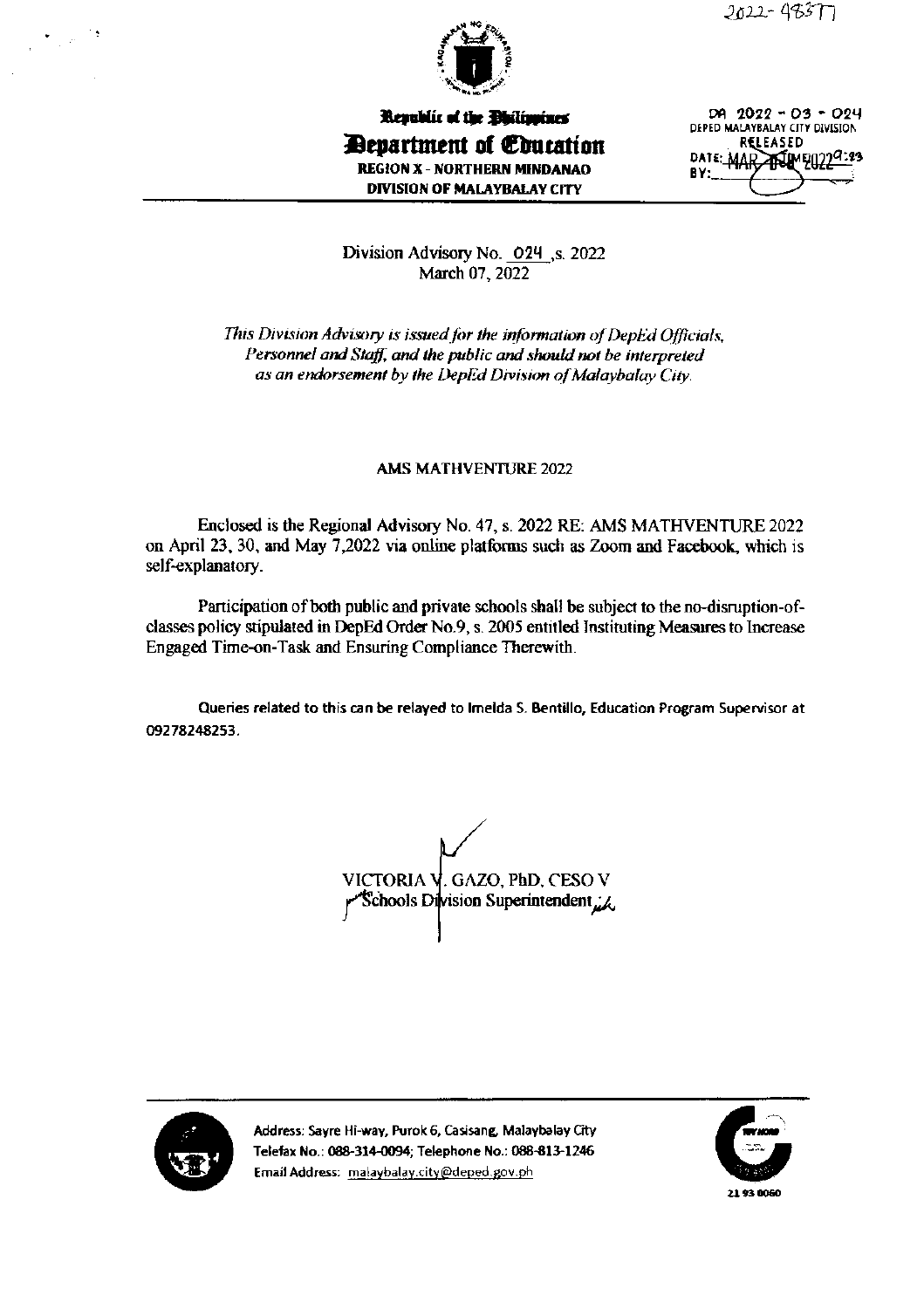2022-48577

Republic of the Philippines
**Department of Education**
REGION X - NORTHERN MINDANAO
DIVISION OF MALAYBALAY CITY

DA 2022 - 03 - 024
DEPED MALAYBALAY CITY DIVISION
RELEASED
DATE: MAR 2022 TIME: 9:23
BY:

Division Advisory No. 024, s. 2022
March 07, 2022

*This Division Advisory is issued for the information of DepEd Officials, Personnel and Staff, and the public and should not be interpreted as an endorsement by the DepEd Division of Malaybalay City.*

**AMS MATHVENTURE 2022**

Enclosed is the Regional Advisory No. 47, s. 2022 RE: AMS MATHVENTURE 2022 on April 23, 30, and May 7,2022 via online platforms such as Zoom and Facebook, which is self-explanatory.

Participation of both public and private schools shall be subject to the no-disruption-of-classes policy stipulated in DepEd Order No.9, s. 2005 entitled Instituting Measures to Increase Engaged Time-on-Task and Ensuring Compliance Therewith.

Queries related to this can be relayed to Imelda S. Bentillo, Education Program Supervisor at 09278248253.

VICTORIA V. GAZO, PhD, CESO V
Schools Division Superintendent

Address: Sayre Hi-way, Purok 6, Casisang, Malaybalay City
Telefax No.: 088-314-0094; Telephone No.: 088-813-1246
Email Address: malaybalay.city@deped.gov.ph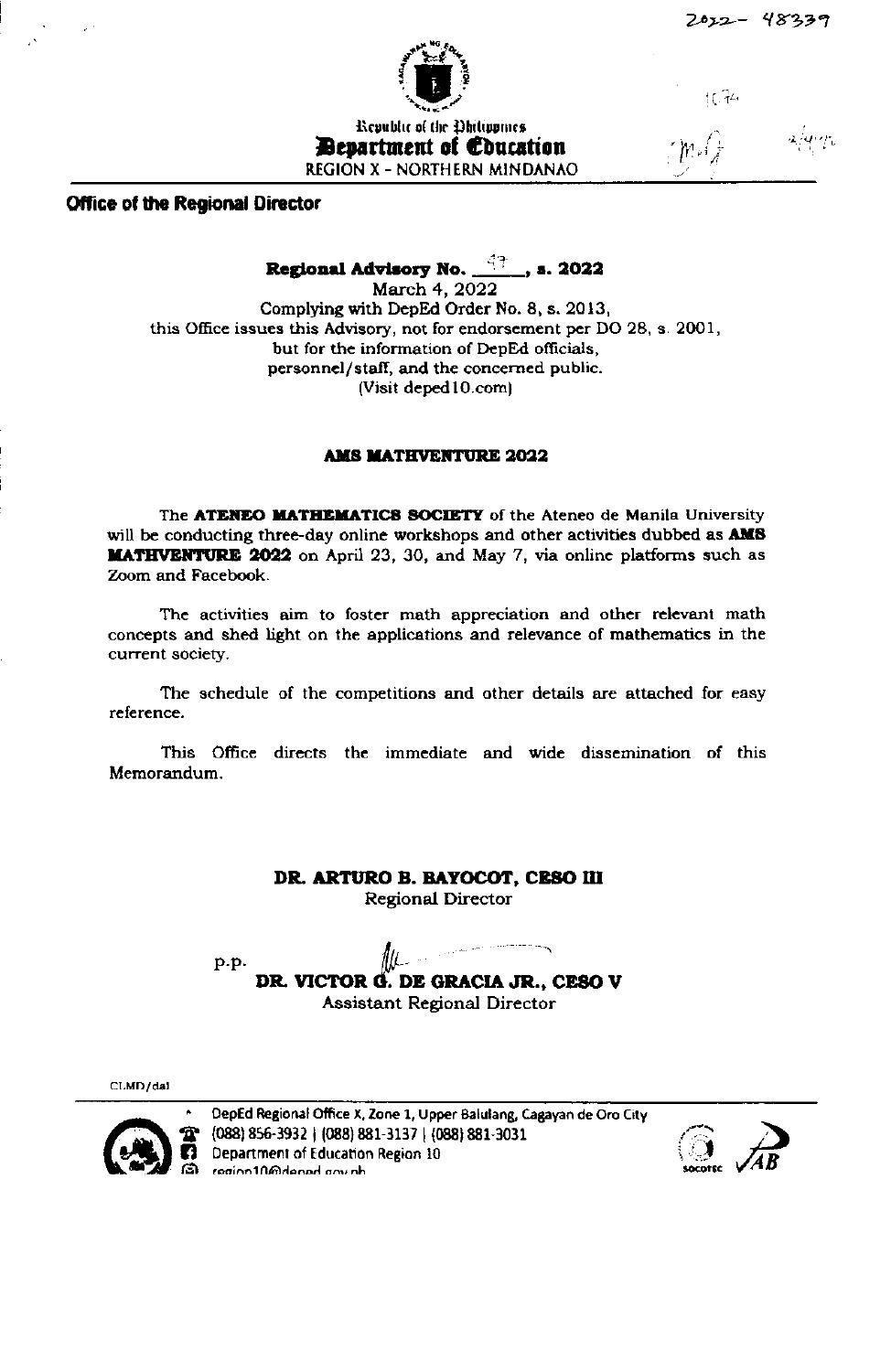2022- 48339

Republic of the Philippines
**Department of Education**
REGION X - NORTHERN MINDANAO

**Office of the Regional Director**

**Regional Advisory No. 47, s. 2022**
March 4, 2022
Complying with DepEd Order No. 8, s. 2013,
this Office issues this Advisory, not for endorsement per DO 28, s. 2001,
but for the information of DepEd officials,
personnel/staff, and the concerned public.
(Visit deped10.com)

**AMS MATHVENTURE 2022**

The **ATENEO MATHEMATICS SOCIETY** of the Ateneo de Manila University will be conducting three-day online workshops and other activities dubbed as **AMS MATHVENTURE 2022** on April 23, 30, and May 7, via online platforms such as Zoom and Facebook.

The activities aim to foster math appreciation and other relevant math concepts and shed light on the applications and relevance of mathematics in the current society.

The schedule of the competitions and other details are attached for easy reference.

This Office directs the immediate and wide dissemination of this Memorandum.

**DR. ARTURO B. BAYOCOT, CESO III**
Regional Director

p.p.
**DR. VICTOR G. DE GRACIA JR., CESO V**
Assistant Regional Director

CLMD/dal

DepEd Regional Office X, Zone 1, Upper Balulang, Cagayan de Oro City
(088) 856-3932 | (088) 881-3137 | (088) 881-3031
Department of Education Region 10
region10@deped.gov.ph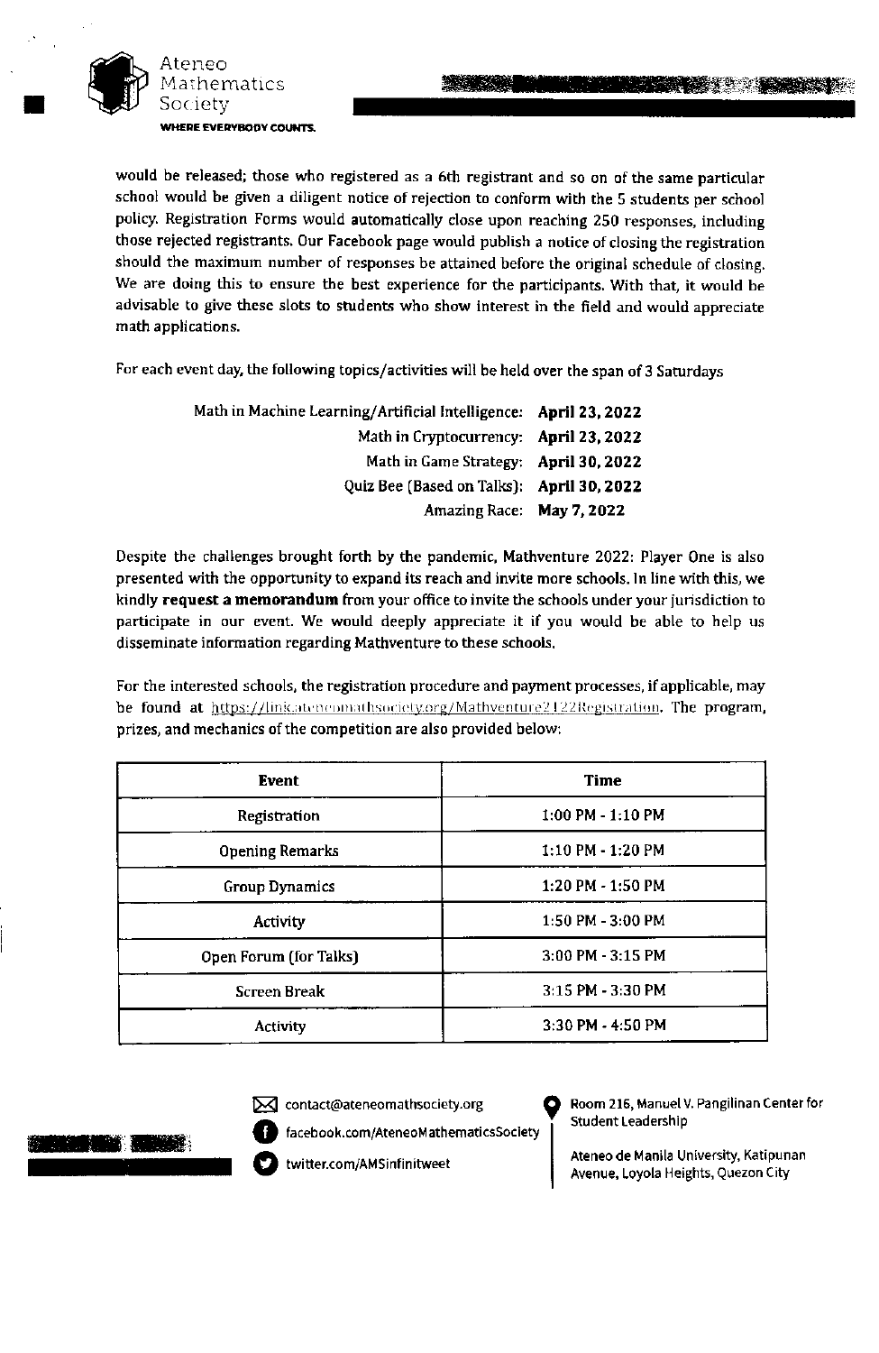would be released; those who registered as a 6th registrant and so on of the same particular school would be given a diligent notice of rejection to conform with the 5 students per school policy. Registration Forms would automatically close upon reaching 250 responses, including those rejected registrants. Our Facebook page would publish a notice of closing the registration should the maximum number of responses be attained before the original schedule of closing. We are doing this to ensure the best experience for the participants. With that, it would be advisable to give these slots to students who show interest in the field and would appreciate math applications.

For each event day, the following topics/activities will be held over the span of 3 Saturdays

| | |
|---|---|
| Math in Machine Learning/Artificial Intelligence: | **April 23, 2022** |
| Math in Cryptocurrency: | **April 23, 2022** |
| Math in Game Strategy: | **April 30, 2022** |
| Quiz Bee (Based on Talks): | **April 30, 2022** |
| Amazing Race: | **May 7, 2022** |

Despite the challenges brought forth by the pandemic, Mathventure 2022: Player One is also presented with the opportunity to expand its reach and invite more schools. In line with this, we kindly **request a memorandum** from your office to invite the schools under your jurisdiction to participate in our event. We would deeply appreciate it if you would be able to help us disseminate information regarding Mathventure to these schools.

For the interested schools, the registration procedure and payment processes, if applicable, may be found at https://link.ateneomathsociety.org/Mathventure2122Registration. The program, prizes, and mechanics of the competition are also provided below:

| Event | Time |
|---|---|
| Registration | 1:00 PM - 1:10 PM |
| Opening Remarks | 1:10 PM - 1:20 PM |
| Group Dynamics | 1:20 PM - 1:50 PM |
| Activity | 1:50 PM - 3:00 PM |
| Open Forum (for Talks) | 3:00 PM - 3:15 PM |
| Screen Break | 3:15 PM - 3:30 PM |
| Activity | 3:30 PM - 4:50 PM |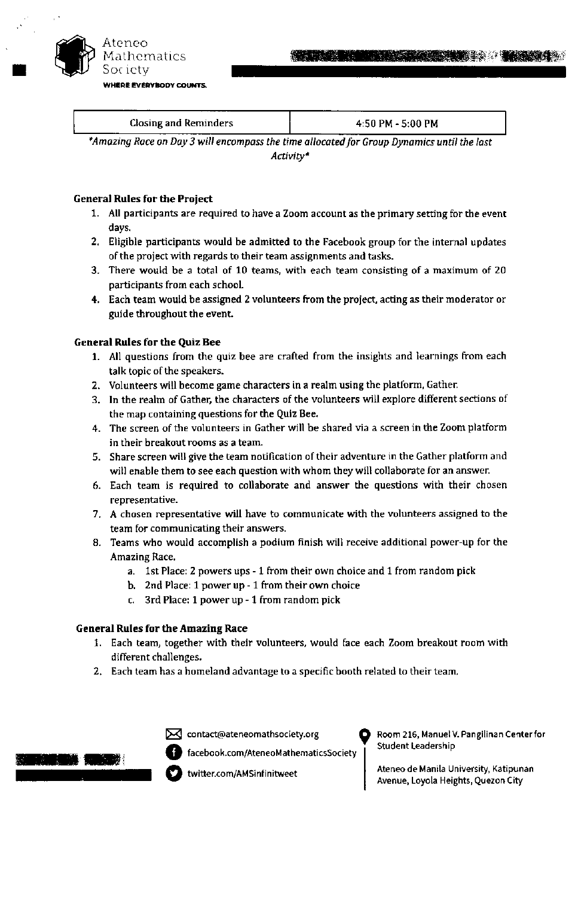| Closing and Reminders | 4:50 PM - 5:00 PM |
|---|---|

*\*Amazing Race on Day 3 will encompass the time allocated for Group Dynamics until the last Activity\**

**General Rules for the Project**

1. All participants are required to have a Zoom account as the primary setting for the event days.
2. Eligible participants would be admitted to the Facebook group for the internal updates of the project with regards to their team assignments and tasks.
3. There would be a total of 10 teams, with each team consisting of a maximum of 20 participants from each school.
4. Each team would be assigned 2 volunteers from the project, acting as their moderator or guide throughout the event.

**General Rules for the Quiz Bee**

1. All questions from the quiz bee are crafted from the insights and learnings from each talk topic of the speakers.
2. Volunteers will become game characters in a realm using the platform, Gather.
3. In the realm of Gather, the characters of the volunteers will explore different sections of the map containing questions for the Quiz Bee.
4. The screen of the volunteers in Gather will be shared via a screen in the Zoom platform in their breakout rooms as a team.
5. Share screen will give the team notification of their adventure in the Gather platform and will enable them to see each question with whom they will collaborate for an answer.
6. Each team is required to collaborate and answer the questions with their chosen representative.
7. A chosen representative will have to communicate with the volunteers assigned to the team for communicating their answers.
8. Teams who would accomplish a podium finish will receive additional power-up for the Amazing Race.
   a. 1st Place: 2 powers ups - 1 from their own choice and 1 from random pick
   b. 2nd Place: 1 power up - 1 from their own choice
   c. 3rd Place: 1 power up - 1 from random pick

**General Rules for the Amazing Race**

1. Each team, together with their volunteers, would face each Zoom breakout room with different challenges.
2. Each team has a homeland advantage to a specific booth related to their team.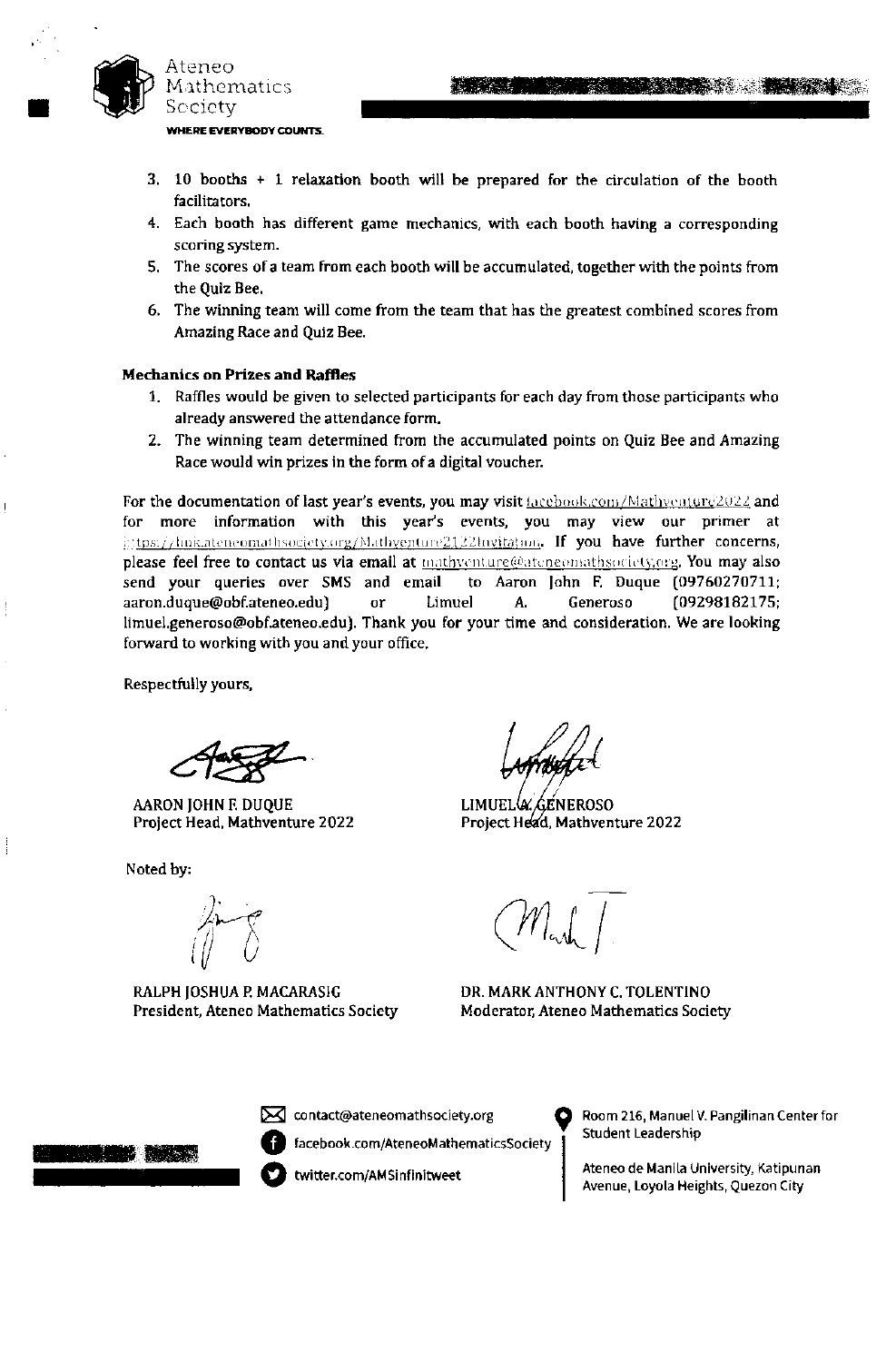3. 10 booths + 1 relaxation booth will be prepared for the circulation of the booth facilitators.
4. Each booth has different game mechanics, with each booth having a corresponding scoring system.
5. The scores of a team from each booth will be accumulated, together with the points from the Quiz Bee.
6. The winning team will come from the team that has the greatest combined scores from Amazing Race and Quiz Bee.

**Mechanics on Prizes and Raffles**

1. Raffles would be given to selected participants for each day from those participants who already answered the attendance form.
2. The winning team determined from the accumulated points on Quiz Bee and Amazing Race would win prizes in the form of a digital voucher.

For the documentation of last year's events, you may visit facebook.com/Mathventure2022 and for more information with this year's events, you may view our primer at https://link.ateneomathsociety.org/Mathventure2122Invitation. If you have further concerns, please feel free to contact us via email at mathventure@ateneomathsociety.org. You may also send your queries over SMS and email to Aaron John F. Duque (09760270711; aaron.duque@obf.ateneo.edu) or Limuel A. Generoso (09298182175; limuel.generoso@obf.ateneo.edu). Thank you for your time and consideration. We are looking forward to working with you and your office.

Respectfully yours,

AARON JOHN F. DUQUE
Project Head, Mathventure 2022

LIMUEL A. GENEROSO
Project Head, Mathventure 2022

Noted by:

RALPH JOSHUA P. MACARASIG
President, Ateneo Mathematics Society

DR. MARK ANTHONY C. TOLENTINO
Moderator, Ateneo Mathematics Society